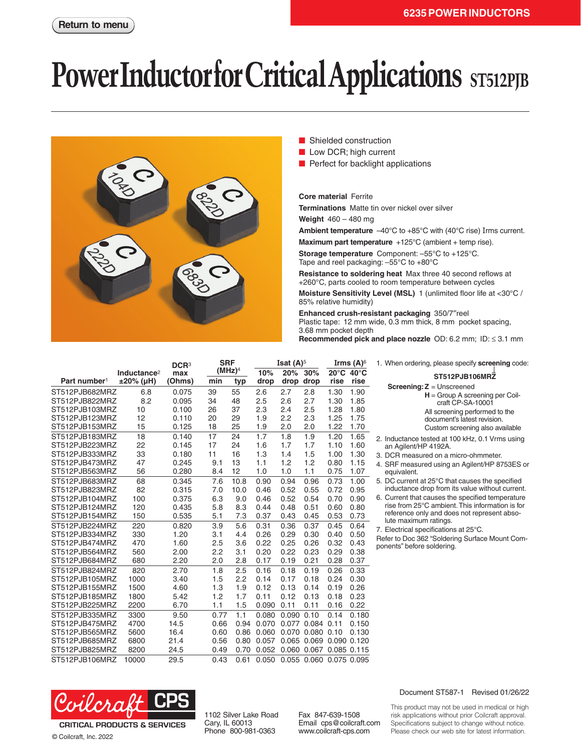# Power Inductor for Critical Applications ST512PJB

- Shielded construction
- Low DCR; high current
- Perfect for backlight applications

**Core material** Ferrite

**Terminations** Matte tin over nickel over silver

**Weight** 460 – 480 mg

**Ambient temperature** –40°C to +85°C with (40°C rise) Irms current.

**Maximum part temperature** +125°C (ambient + temp rise).

**Storage temperature** Component: –55°C to +125°C. Tape and reel packaging: –55°C to +80°C

**Resistance to soldering heat** Max three 40 second reflows at +260°C, parts cooled to room temperature between cycles

**Moisture Sensitivity Level (MSL)** 1 (unlimited floor life at <30°C / 85% relative humidity)

**Enhanced crush-resistant packaging** 350/7″reel
Plastic tape: 12 mm wide, 0.3 mm thick, 8 mm pocket spacing, 3.68 mm pocket depth

**Recommended pick and place nozzle** OD: 6.2 mm; ID: ≤ 3.1 mm

| Part number[1] | Inductance[2] ±20% (µH) | DCR[3] max (Ohms) | SRF (MHz)[4] min | SRF (MHz)[4] typ | Isat (A)[5] 10% drop | Isat (A)[5] 20% drop | Isat (A)[5] 30% drop | Irms (A)[6] 20°C rise | Irms (A)[6] 40°C rise |
|---|---|---|---|---|---|---|---|---|---|
| ST512PJB682MRZ | 6.8 | 0.075 | 39 | 55 | 2.6 | 2.7 | 2.8 | 1.30 | 1.90 |
| ST512PJB822MRZ | 8.2 | 0.095 | 34 | 48 | 2.5 | 2.6 | 2.7 | 1.30 | 1.85 |
| ST512PJB103MRZ | 10 | 0.100 | 26 | 37 | 2.3 | 2.4 | 2.5 | 1.28 | 1.80 |
| ST512PJB123MRZ | 12 | 0.110 | 20 | 29 | 1.9 | 2.2 | 2.3 | 1.25 | 1.75 |
| ST512PJB153MRZ | 15 | 0.125 | 18 | 25 | 1.9 | 2.0 | 2.0 | 1.22 | 1.70 |
| ST512PJB183MRZ | 18 | 0.140 | 17 | 24 | 1.7 | 1.8 | 1.9 | 1.20 | 1.65 |
| ST512PJB223MRZ | 22 | 0.145 | 17 | 24 | 1.6 | 1.7 | 1.7 | 1.10 | 1.60 |
| ST512PJB333MRZ | 33 | 0.180 | 11 | 16 | 1.3 | 1.4 | 1.5 | 1.00 | 1.30 |
| ST512PJB473MRZ | 47 | 0.245 | 9.1 | 13 | 1.1 | 1.2 | 1.2 | 0.80 | 1.15 |
| ST512PJB563MRZ | 56 | 0.280 | 8.4 | 12 | 1.0 | 1.0 | 1.1 | 0.75 | 1.07 |
| ST512PJB683MRZ | 68 | 0.345 | 7.6 | 10.8 | 0.90 | 0.94 | 0.96 | 0.73 | 1.00 |
| ST512PJB823MRZ | 82 | 0.315 | 7.0 | 10.0 | 0.46 | 0.52 | 0.55 | 0.72 | 0.95 |
| ST512PJB104MRZ | 100 | 0.375 | 6.3 | 9.0 | 0.46 | 0.52 | 0.54 | 0.70 | 0.90 |
| ST512PJB124MRZ | 120 | 0.435 | 5.8 | 8.3 | 0.44 | 0.48 | 0.51 | 0.60 | 0.80 |
| ST512PJB154MRZ | 150 | 0.535 | 5.1 | 7.3 | 0.37 | 0.43 | 0.45 | 0.53 | 0.73 |
| ST512PJB224MRZ | 220 | 0.820 | 3.9 | 5.6 | 0.31 | 0.36 | 0.37 | 0.45 | 0.64 |
| ST512PJB334MRZ | 330 | 1.20 | 3.1 | 4.4 | 0.26 | 0.29 | 0.30 | 0.40 | 0.50 |
| ST512PJB474MRZ | 470 | 1.60 | 2.5 | 3.6 | 0.22 | 0.25 | 0.26 | 0.32 | 0.43 |
| ST512PJB564MRZ | 560 | 2.00 | 2.2 | 3.1 | 0.20 | 0.22 | 0.23 | 0.29 | 0.38 |
| ST512PJB684MRZ | 680 | 2.20 | 2.0 | 2.8 | 0.17 | 0.19 | 0.21 | 0.28 | 0.37 |
| ST512PJB824MRZ | 820 | 2.70 | 1.8 | 2.5 | 0.16 | 0.18 | 0.19 | 0.26 | 0.33 |
| ST512PJB105MRZ | 1000 | 3.40 | 1.5 | 2.2 | 0.14 | 0.17 | 0.18 | 0.24 | 0.30 |
| ST512PJB155MRZ | 1500 | 4.60 | 1.3 | 1.9 | 0.12 | 0.13 | 0.14 | 0.19 | 0.26 |
| ST512PJB185MRZ | 1800 | 5.42 | 1.2 | 1.7 | 0.11 | 0.12 | 0.13 | 0.18 | 0.23 |
| ST512PJB225MRZ | 2200 | 6.70 | 1.1 | 1.5 | 0.090 | 0.11 | 0.11 | 0.16 | 0.22 |
| ST512PJB335MRZ | 3300 | 9.50 | 0.77 | 1.1 | 0.080 | 0.090 | 0.10 | 0.14 | 0.180 |
| ST512PJB475MRZ | 4700 | 14.5 | 0.66 | 0.94 | 0.070 | 0.077 | 0.084 | 0.11 | 0.150 |
| ST512PJB565MRZ | 5600 | 16.4 | 0.60 | 0.86 | 0.060 | 0.070 | 0.080 | 0.10 | 0.130 |
| ST512PJB685MRZ | 6800 | 21.4 | 0.56 | 0.80 | 0.057 | 0.065 | 0.069 | 0.090 | 0.120 |
| ST512PJB825MRZ | 8200 | 24.5 | 0.49 | 0.70 | 0.052 | 0.060 | 0.067 | 0.085 | 0.115 |
| ST512PJB106MRZ | 10000 | 29.5 | 0.43 | 0.61 | 0.050 | 0.055 | 0.060 | 0.075 | 0.095 |

1. When ordering, please specify **screening** code:

   **ST512PJB106MRZ**

   **Screening: Z** = Unscreened
   **H** = Group A screening per Coilcraft CP-SA-10001
   All screening performed to the document's latest revision.
   Custom screening also available
2. Inductance tested at 100 kHz, 0.1 Vrms using an Agilent/HP 4192A.
3. DCR measured on a micro-ohmmeter.
4. SRF measured using an Agilent/HP 8753ES or equivalent.
5. DC current at 25°C that causes the specified inductance drop from its value without current.
6. Current that causes the specified temperature rise from 25°C ambient. This information is for reference only and does not represent absolute maximum ratings.
7. Electrical specifications at 25°C.

Refer to Doc 362 "Soldering Surface Mount Components" before soldering.

Document ST587-1 Revised 01/26/22

Coilcraft CPS — CRITICAL PRODUCTS & SERVICES

© Coilcraft, Inc. 2022

1102 Silver Lake Road
Cary, IL 60013
Phone 800-981-0363

Fax 847-639-1508
Email cps@coilcraft.com
www.coilcraft-cps.com

This product may not be used in medical or high risk applications without prior Coilcraft approval. Specifications subject to change without notice. Please check our web site for latest information.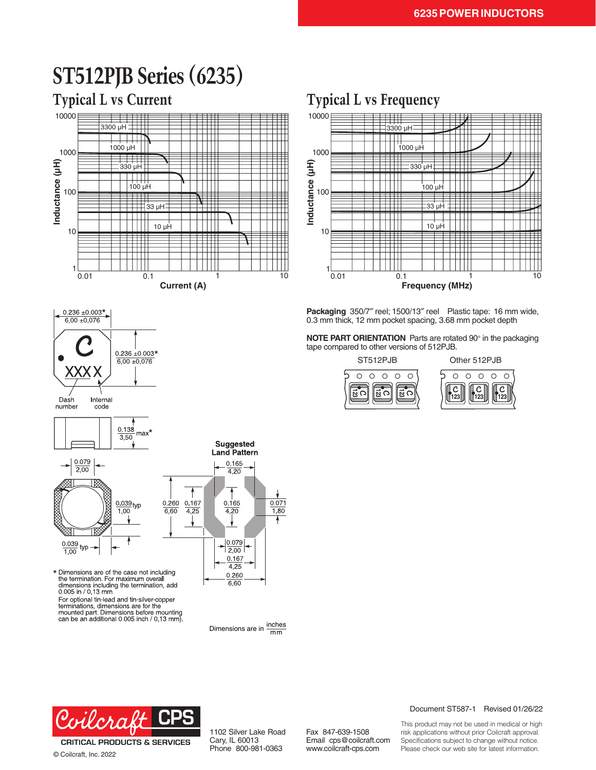# ST512PJB Series (6235)

## Typical L vs Current

10000
3300 µH
1000
1000 µH
330 µH
100
100 µH
33 µH
10
10 µH
1
0.01
0.1
1
10
Inductance (µH)
Current (A)

## Typical L vs Frequency

10000
3300 µH
1000
1000 µH
330 µH
100
100 µH
33 µH
10
10 µH
1
0.01
0.1
1
10
Inductance (µH)
Frequency (MHz)

0.236 ±0.003*
6,00 ±0,076

0.236 ±0.003*
6,00 ±0,076

XXXX

Dash number

Internal code

0.138 / 3,50 max*

0.079 / 2,00

0.039 / 1,00 typ

0.039 / 1,00 typ

**Suggested Land Pattern**

0.165 / 4,20

0.260 / 6,60

0.167 / 4,25

0.165 / 4,20

0.071 / 1,80

0.079 / 2,00

0.167 / 4,25

0.260 / 6,60

\* Dimensions are of the case not including the termination. For maximum overall dimensions including the termination, add 0.005 in / 0,13 mm.
For optional tin-lead and tin-silver-copper terminations, dimensions are for the mounted part. Dimensions before mounting can be an additional 0.005 inch / 0,13 mm).

Dimensions are in inches / mm

**Packaging** 350/7″ reel; 1500/13″ reel Plastic tape: 16 mm wide, 0.3 mm thick, 12 mm pocket spacing, 3.68 mm pocket depth

**NOTE PART ORIENTATION** Parts are rotated 90° in the packaging tape compared to other versions of 512PJB.

ST512PJB

Other 512PJB

Document ST587-1 Revised 01/26/22

Coilcraft CPS
CRITICAL PRODUCTS & SERVICES
© Coilcraft, Inc. 2022

1102 Silver Lake Road
Cary, IL 60013
Phone 800-981-0363

Fax 847-639-1508
Email cps@coilcraft.com
www.coilcraft-cps.com

This product may not be used in medical or high risk applications without prior Coilcraft approval. Specifications subject to change without notice. Please check our web site for latest information.